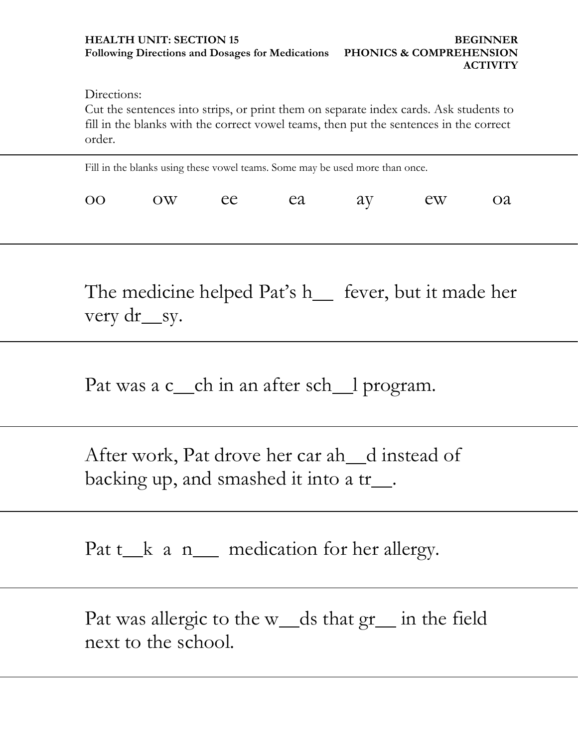**HEALTH UNIT: SECTION 15**
**Following Directions and Dosages for Medications**

**BEGINNER**
**PHONICS & COMPREHENSION ACTIVITY**

Directions:
Cut the sentences into strips, or print them on separate index cards. Ask students to fill in the blanks with the correct vowel teams, then put the sentences in the correct order.

---

Fill in the blanks using these vowel teams. Some may be used more than once.

oo   ow   ee   ea   ay   ew   oa

---

The medicine helped Pat's h__ fever, but it made her very dr__sy.

---

Pat was a c__ch in an after sch__l program.

---

After work, Pat drove her car ah__d instead of backing up, and smashed it into a tr__.

---

Pat t__k a n__ medication for her allergy.

---

Pat was allergic to the w__ds that gr__ in the field next to the school.

---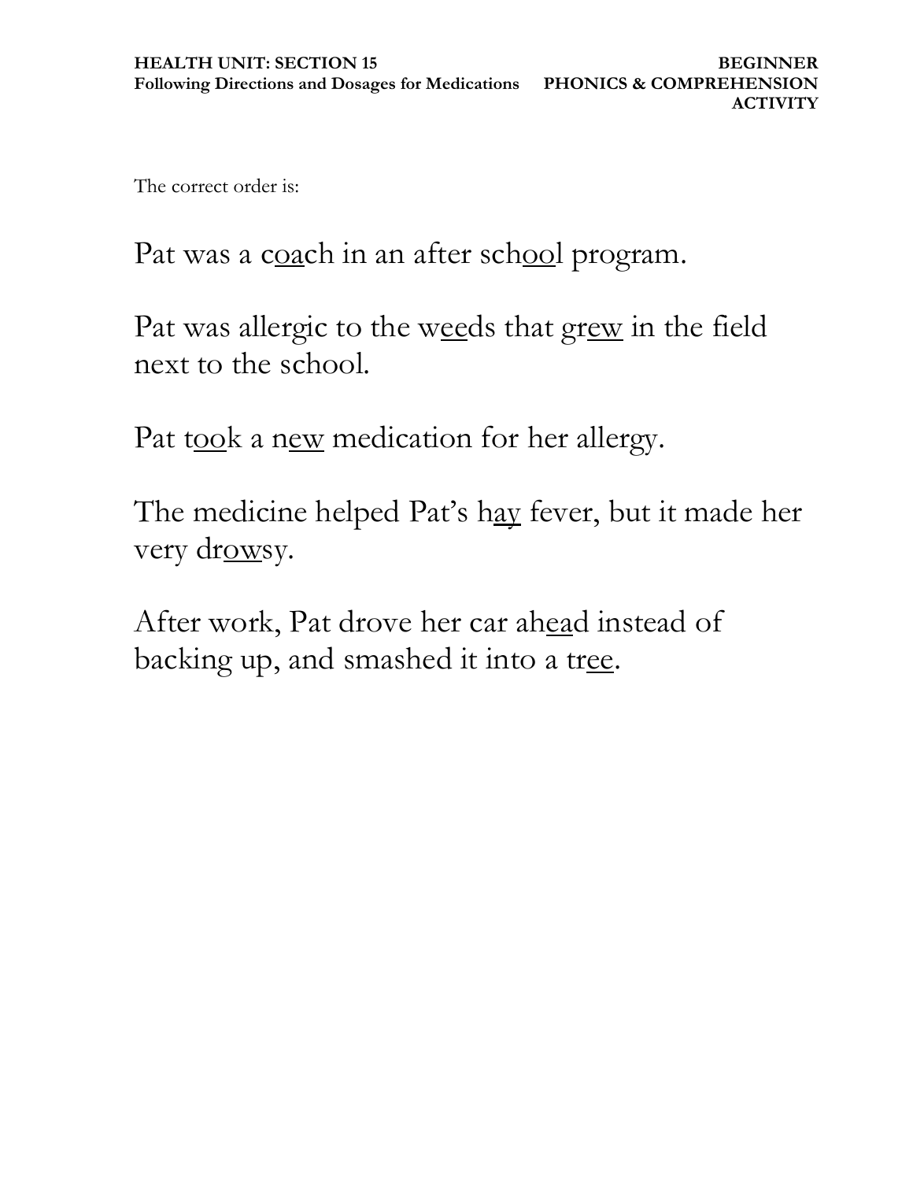The correct order is:

Pat was a c<u>oa</u>ch in an after sch<u>oo</u>l program.

Pat was allergic to the w<u>ee</u>ds that gr<u>ew</u> in the field next to the school.

Pat t<u>oo</u>k a n<u>ew</u> medication for her allergy.

The medicine helped Pat's h<u>ay</u> fever, but it made her very dr<u>ow</u>sy.

After work, Pat drove her car ah<u>ea</u>d instead of backing up, and smashed it into a tr<u>ee</u>.